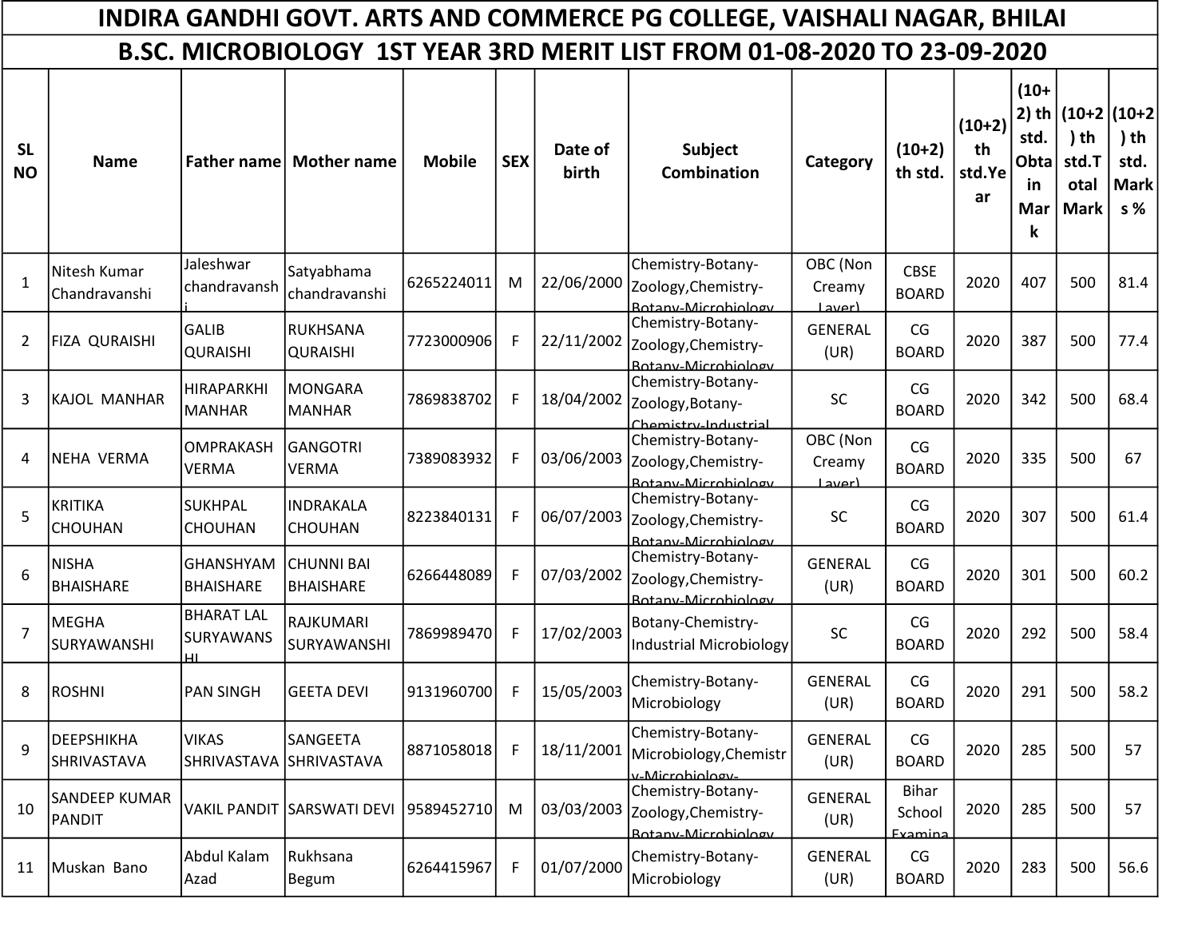# INDIRA GANDHI GOVT. ARTS AND COMMERCE PG COLLEGE, VAISHALI NAGAR, BHILAI

## B.SC. MICROBIOLOGY 1ST YEAR 3RD MERIT LIST FROM 01-08-2020 TO 23-09-2020

| SL NO | Name | Father name | Mother name | Mobile | SEX | Date of birth | Subject Combination | Category | (10+2) th std. | (10+2) th std.Year | (10+2) th std. Obtain Mark | (10+2) th std.Total Mark | (10+2) th std. Marks % |
|---|---|---|---|---|---|---|---|---|---|---|---|---|---|
| 1 | Nitesh Kumar Chandravanshi | Jaleshwar chandravanshi | Satyabhama chandravanshi | 6265224011 | M | 22/06/2000 | Chemistry-Botany-Zoology,Chemistry-Botany-Microbiology | OBC (Non Creamy Layer) | CBSE BOARD | 2020 | 407 | 500 | 81.4 |
| 2 | FIZA QURAISHI | GALIB QURAISHI | RUKHSANA QURAISHI | 7723000906 | F | 22/11/2002 | Chemistry-Botany-Zoology,Chemistry-Botany-Microbiology | GENERAL (UR) | CG BOARD | 2020 | 387 | 500 | 77.4 |
| 3 | KAJOL MANHAR | HIRAPARKHI MANHAR | MONGARA MANHAR | 7869838702 | F | 18/04/2002 | Chemistry-Botany-Zoology,Botany-Chemistry-Industrial | SC | CG BOARD | 2020 | 342 | 500 | 68.4 |
| 4 | NEHA VERMA | OMPRAKASH VERMA | GANGOTRI VERMA | 7389083932 | F | 03/06/2003 | Chemistry-Botany-Zoology,Chemistry-Botany-Microbiology | OBC (Non Creamy Layer) | CG BOARD | 2020 | 335 | 500 | 67 |
| 5 | KRITIKA CHOUHAN | SUKHPAL CHOUHAN | INDRAKALA CHOUHAN | 8223840131 | F | 06/07/2003 | Chemistry-Botany-Zoology,Chemistry-Botany-Microbiology | SC | CG BOARD | 2020 | 307 | 500 | 61.4 |
| 6 | NISHA BHAISHARE | GHANSHYAM BHAISHARE | CHUNNI BAI BHAISHARE | 6266448089 | F | 07/03/2002 | Chemistry-Botany-Zoology,Chemistry-Botany-Microbiology | GENERAL (UR) | CG BOARD | 2020 | 301 | 500 | 60.2 |
| 7 | MEGHA SURYAWANSHI | BHARAT LAL SURYAWANSHI | RAJKUMARI SURYAWANSHI | 7869989470 | F | 17/02/2003 | Botany-Chemistry-Industrial Microbiology | SC | CG BOARD | 2020 | 292 | 500 | 58.4 |
| 8 | ROSHNI | PAN SINGH | GEETA DEVI | 9131960700 | F | 15/05/2003 | Chemistry-Botany-Microbiology | GENERAL (UR) | CG BOARD | 2020 | 291 | 500 | 58.2 |
| 9 | DEEPSHIKHA SHRIVASTAVA | VIKAS SHRIVASTAVA | SANGEETA SHRIVASTAVA | 8871058018 | F | 18/11/2001 | Chemistry-Botany-Microbiology,Chemistry-Microbiology- | GENERAL (UR) | CG BOARD | 2020 | 285 | 500 | 57 |
| 10 | SANDEEP KUMAR PANDIT | VAKIL PANDIT | SARSWATI DEVI | 9589452710 | M | 03/03/2003 | Chemistry-Botany-Zoology,Chemistry-Botany-Microbiology | GENERAL (UR) | Bihar School Examina | 2020 | 285 | 500 | 57 |
| 11 | Muskan Bano | Abdul Kalam Azad | Rukhsana Begum | 6264415967 | F | 01/07/2000 | Chemistry-Botany-Microbiology | GENERAL (UR) | CG BOARD | 2020 | 283 | 500 | 56.6 |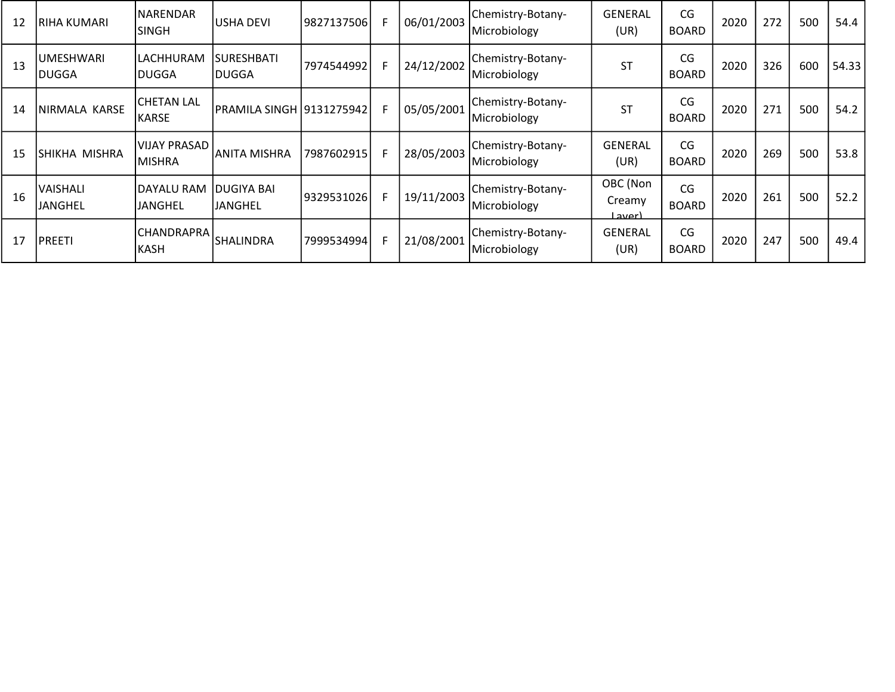| | | | | | | | | | | | | | |
|---|---|---|---|---|---|---|---|---|---|---|---|---|---|
| 12 | RIHA KUMARI | NARENDAR SINGH | USHA DEVI | 9827137506 | F | 06/01/2003 | Chemistry-Botany-Microbiology | GENERAL (UR) | CG BOARD | 2020 | 272 | 500 | 54.4 |
| 13 | UMESHWARI DUGGA | LACHHURAM DUGGA | SURESHBATI DUGGA | 7974544992 | F | 24/12/2002 | Chemistry-Botany-Microbiology | ST | CG BOARD | 2020 | 326 | 600 | 54.33 |
| 14 | NIRMALA KARSE | CHETAN LAL KARSE | PRAMILA SINGH | 9131275942 | F | 05/05/2001 | Chemistry-Botany-Microbiology | ST | CG BOARD | 2020 | 271 | 500 | 54.2 |
| 15 | SHIKHA MISHRA | VIJAY PRASAD MISHRA | ANITA MISHRA | 7987602915 | F | 28/05/2003 | Chemistry-Botany-Microbiology | GENERAL (UR) | CG BOARD | 2020 | 269 | 500 | 53.8 |
| 16 | VAISHALI JANGHEL | DAYALU RAM JANGHEL | DUGIYA BAI JANGHEL | 9329531026 | F | 19/11/2003 | Chemistry-Botany-Microbiology | OBC (Non Creamy Layer) | CG BOARD | 2020 | 261 | 500 | 52.2 |
| 17 | PREETI | CHANDRAPRAKASH | SHALINDRA | 7999534994 | F | 21/08/2001 | Chemistry-Botany-Microbiology | GENERAL (UR) | CG BOARD | 2020 | 247 | 500 | 49.4 |